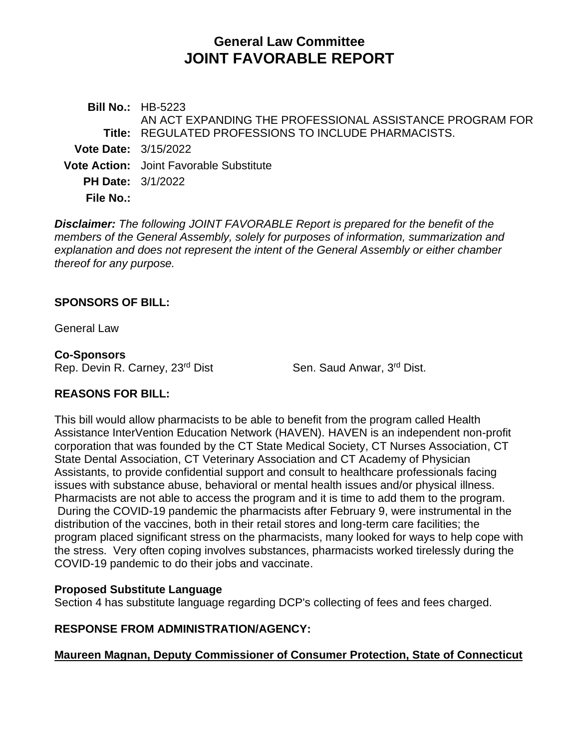# General Law Committee
# JOINT FAVORABLE REPORT

**Bill No.:** HB-5223
**Title:** AN ACT EXPANDING THE PROFESSIONAL ASSISTANCE PROGRAM FOR REGULATED PROFESSIONS TO INCLUDE PHARMACISTS.
**Vote Date:** 3/15/2022
**Vote Action:** Joint Favorable Substitute
**PH Date:** 3/1/2022
**File No.:**

***Disclaimer:*** *The following JOINT FAVORABLE Report is prepared for the benefit of the members of the General Assembly, solely for purposes of information, summarization and explanation and does not represent the intent of the General Assembly or either chamber thereof for any purpose.*

## SPONSORS OF BILL:

General Law

**Co-Sponsors**
Rep. Devin R. Carney, 23rd Dist
Sen. Saud Anwar, 3rd Dist.

## REASONS FOR BILL:

This bill would allow pharmacists to be able to benefit from the program called Health Assistance InterVention Education Network (HAVEN). HAVEN is an independent non-profit corporation that was founded by the CT State Medical Society, CT Nurses Association, CT State Dental Association, CT Veterinary Association and CT Academy of Physician Assistants, to provide confidential support and consult to healthcare professionals facing issues with substance abuse, behavioral or mental health issues and/or physical illness. Pharmacists are not able to access the program and it is time to add them to the program. During the COVID-19 pandemic the pharmacists after February 9, were instrumental in the distribution of the vaccines, both in their retail stores and long-term care facilities; the program placed significant stress on the pharmacists, many looked for ways to help cope with the stress. Very often coping involves substances, pharmacists worked tirelessly during the COVID-19 pandemic to do their jobs and vaccinate.

**Proposed Substitute Language**
Section 4 has substitute language regarding DCP's collecting of fees and fees charged.

## RESPONSE FROM ADMINISTRATION/AGENCY:

**Maureen Magnan, Deputy Commissioner of Consumer Protection, State of Connecticut**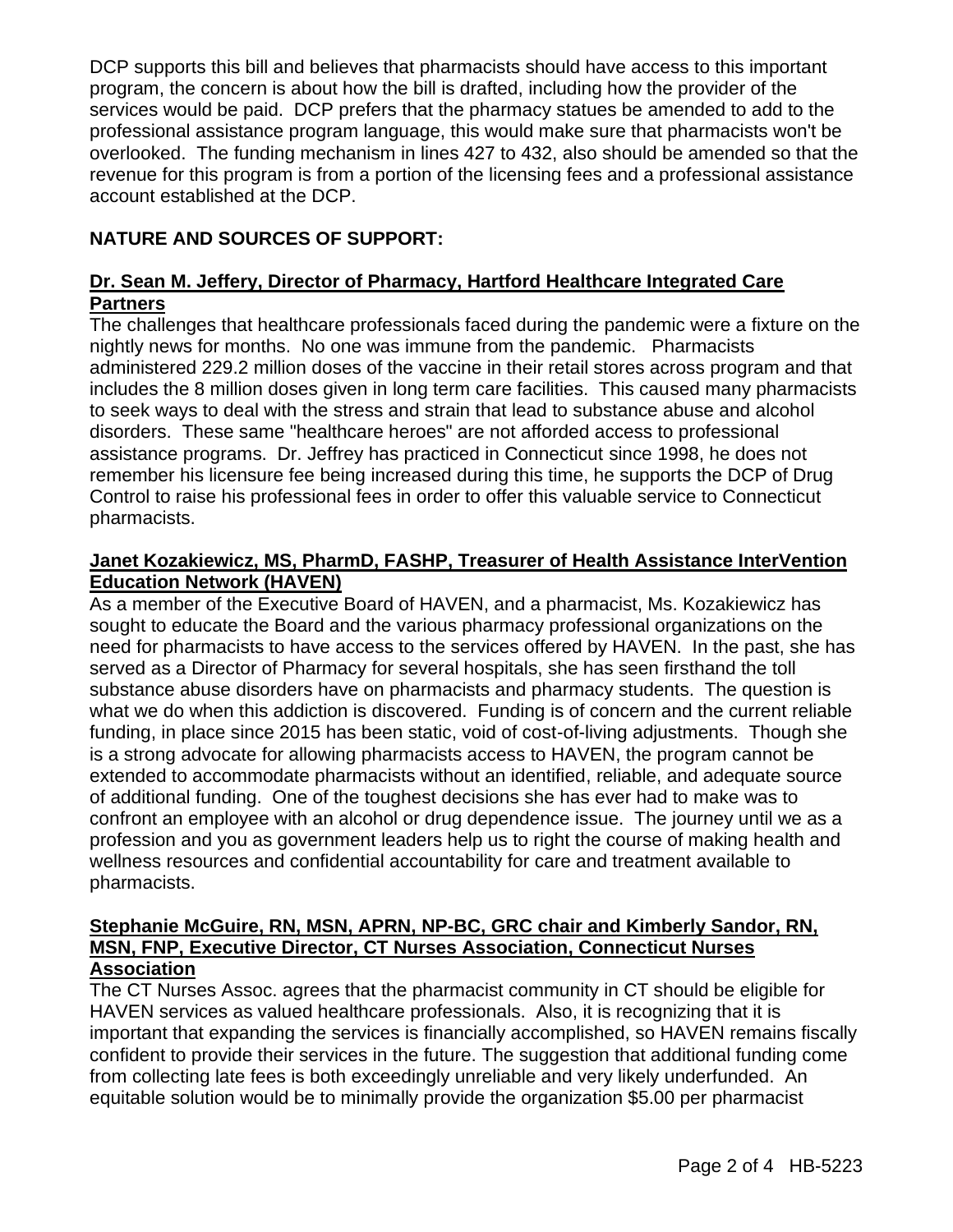DCP supports this bill and believes that pharmacists should have access to this important program, the concern is about how the bill is drafted, including how the provider of the services would be paid. DCP prefers that the pharmacy statues be amended to add to the professional assistance program language, this would make sure that pharmacists won't be overlooked. The funding mechanism in lines 427 to 432, also should be amended so that the revenue for this program is from a portion of the licensing fees and a professional assistance account established at the DCP.

## NATURE AND SOURCES OF SUPPORT:

**Dr. Sean M. Jeffery, Director of Pharmacy, Hartford Healthcare Integrated Care Partners**

The challenges that healthcare professionals faced during the pandemic were a fixture on the nightly news for months. No one was immune from the pandemic. Pharmacists administered 229.2 million doses of the vaccine in their retail stores across program and that includes the 8 million doses given in long term care facilities. This caused many pharmacists to seek ways to deal with the stress and strain that lead to substance abuse and alcohol disorders. These same "healthcare heroes" are not afforded access to professional assistance programs. Dr. Jeffrey has practiced in Connecticut since 1998, he does not remember his licensure fee being increased during this time, he supports the DCP of Drug Control to raise his professional fees in order to offer this valuable service to Connecticut pharmacists.

**Janet Kozakiewicz, MS, PharmD, FASHP, Treasurer of Health Assistance InterVention Education Network (HAVEN)**

As a member of the Executive Board of HAVEN, and a pharmacist, Ms. Kozakiewicz has sought to educate the Board and the various pharmacy professional organizations on the need for pharmacists to have access to the services offered by HAVEN. In the past, she has served as a Director of Pharmacy for several hospitals, she has seen firsthand the toll substance abuse disorders have on pharmacists and pharmacy students. The question is what we do when this addiction is discovered. Funding is of concern and the current reliable funding, in place since 2015 has been static, void of cost-of-living adjustments. Though she is a strong advocate for allowing pharmacists access to HAVEN, the program cannot be extended to accommodate pharmacists without an identified, reliable, and adequate source of additional funding. One of the toughest decisions she has ever had to make was to confront an employee with an alcohol or drug dependence issue. The journey until we as a profession and you as government leaders help us to right the course of making health and wellness resources and confidential accountability for care and treatment available to pharmacists.

**Stephanie McGuire, RN, MSN, APRN, NP-BC, GRC chair and Kimberly Sandor, RN, MSN, FNP, Executive Director, CT Nurses Association, Connecticut Nurses Association**

The CT Nurses Assoc. agrees that the pharmacist community in CT should be eligible for HAVEN services as valued healthcare professionals. Also, it is recognizing that it is important that expanding the services is financially accomplished, so HAVEN remains fiscally confident to provide their services in the future. The suggestion that additional funding come from collecting late fees is both exceedingly unreliable and very likely underfunded. An equitable solution would be to minimally provide the organization $5.00 per pharmacist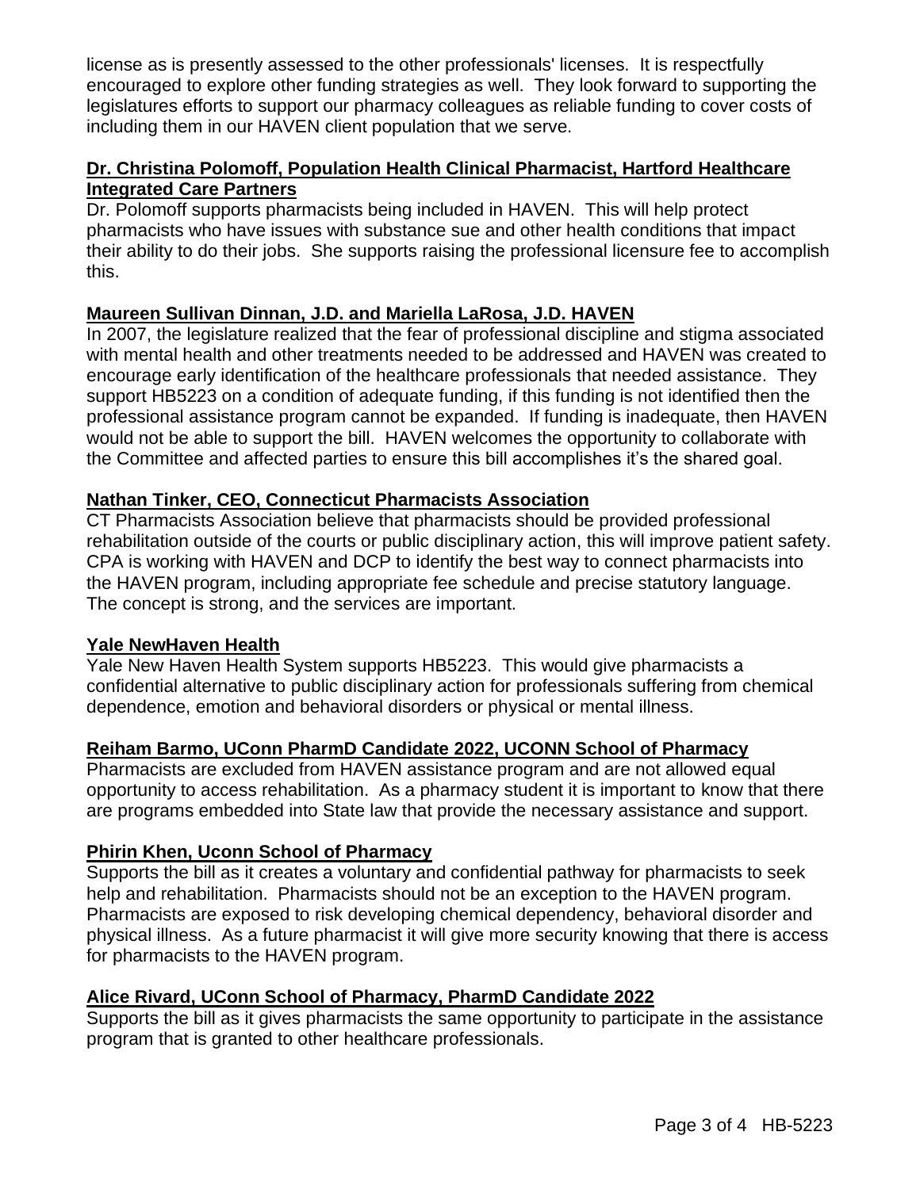license as is presently assessed to the other professionals' licenses. It is respectfully encouraged to explore other funding strategies as well. They look forward to supporting the legislatures efforts to support our pharmacy colleagues as reliable funding to cover costs of including them in our HAVEN client population that we serve.

**Dr. Christina Polomoff, Population Health Clinical Pharmacist, Hartford Healthcare Integrated Care Partners**

Dr. Polomoff supports pharmacists being included in HAVEN. This will help protect pharmacists who have issues with substance sue and other health conditions that impact their ability to do their jobs. She supports raising the professional licensure fee to accomplish this.

**Maureen Sullivan Dinnan, J.D. and Mariella LaRosa, J.D. HAVEN**

In 2007, the legislature realized that the fear of professional discipline and stigma associated with mental health and other treatments needed to be addressed and HAVEN was created to encourage early identification of the healthcare professionals that needed assistance. They support HB5223 on a condition of adequate funding, if this funding is not identified then the professional assistance program cannot be expanded. If funding is inadequate, then HAVEN would not be able to support the bill. HAVEN welcomes the opportunity to collaborate with the Committee and affected parties to ensure this bill accomplishes it's the shared goal.

**Nathan Tinker, CEO, Connecticut Pharmacists Association**

CT Pharmacists Association believe that pharmacists should be provided professional rehabilitation outside of the courts or public disciplinary action, this will improve patient safety. CPA is working with HAVEN and DCP to identify the best way to connect pharmacists into the HAVEN program, including appropriate fee schedule and precise statutory language. The concept is strong, and the services are important.

**Yale NewHaven Health**

Yale New Haven Health System supports HB5223. This would give pharmacists a confidential alternative to public disciplinary action for professionals suffering from chemical dependence, emotion and behavioral disorders or physical or mental illness.

**Reiham Barmo, UConn PharmD Candidate 2022, UCONN School of Pharmacy**

Pharmacists are excluded from HAVEN assistance program and are not allowed equal opportunity to access rehabilitation. As a pharmacy student it is important to know that there are programs embedded into State law that provide the necessary assistance and support.

**Phirin Khen, Uconn School of Pharmacy**

Supports the bill as it creates a voluntary and confidential pathway for pharmacists to seek help and rehabilitation. Pharmacists should not be an exception to the HAVEN program. Pharmacists are exposed to risk developing chemical dependency, behavioral disorder and physical illness. As a future pharmacist it will give more security knowing that there is access for pharmacists to the HAVEN program.

**Alice Rivard, UConn School of Pharmacy, PharmD Candidate 2022**

Supports the bill as it gives pharmacists the same opportunity to participate in the assistance program that is granted to other healthcare professionals.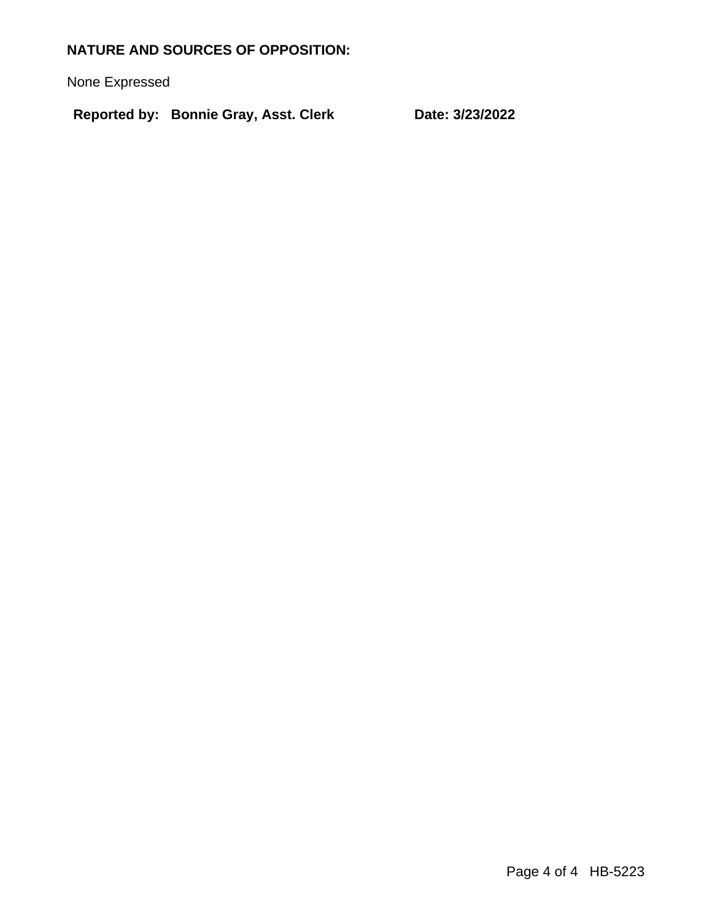**NATURE AND SOURCES OF OPPOSITION:**

None Expressed

**Reported by: Bonnie Gray, Asst. Clerk** **Date: 3/23/2022**